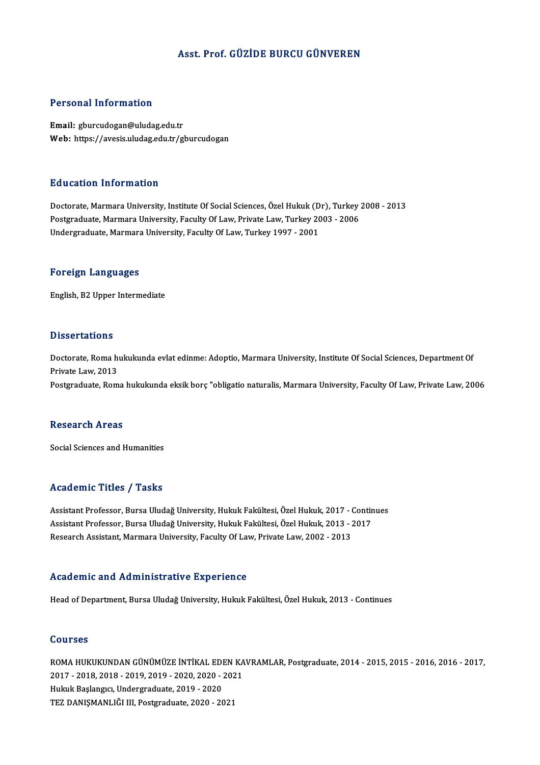# Asst. Prof. GÜZİDE BURCU GÜNVEREN

## Personal Information

**Email:** gburcudogan@uludag.edu.tr
**Web:** https://avesis.uludag.edu.tr/gburcudogan

## Education Information

Doctorate, Marmara University, Institute Of Social Sciences, Özel Hukuk (Dr), Turkey 2008 - 2013
Postgraduate, Marmara University, Faculty Of Law, Private Law, Turkey 2003 - 2006
Undergraduate, Marmara University, Faculty Of Law, Turkey 1997 - 2001

## Foreign Languages

English, B2 Upper Intermediate

## Dissertations

Doctorate, Roma hukukunda evlat edinme: Adoptio, Marmara University, Institute Of Social Sciences, Department Of Private Law, 2013
Postgraduate, Roma hukukunda eksik borç "obligatio naturalis, Marmara University, Faculty Of Law, Private Law, 2006

## Research Areas

Social Sciences and Humanities

## Academic Titles / Tasks

Assistant Professor, Bursa Uludağ University, Hukuk Fakültesi, Özel Hukuk, 2017 - Continues
Assistant Professor, Bursa Uludağ University, Hukuk Fakültesi, Özel Hukuk, 2013 - 2017
Research Assistant, Marmara University, Faculty Of Law, Private Law, 2002 - 2013

## Academic and Administrative Experience

Head of Department, Bursa Uludağ University, Hukuk Fakültesi, Özel Hukuk, 2013 - Continues

## Courses

ROMA HUKUKUNDAN GÜNÜMÜZE İNTİKAL EDEN KAVRAMLAR, Postgraduate, 2014 - 2015, 2015 - 2016, 2016 - 2017, 2017 - 2018, 2018 - 2019, 2019 - 2020, 2020 - 2021
Hukuk Başlangıcı, Undergraduate, 2019 - 2020
TEZ DANIŞMANLIĞI III, Postgraduate, 2020 - 2021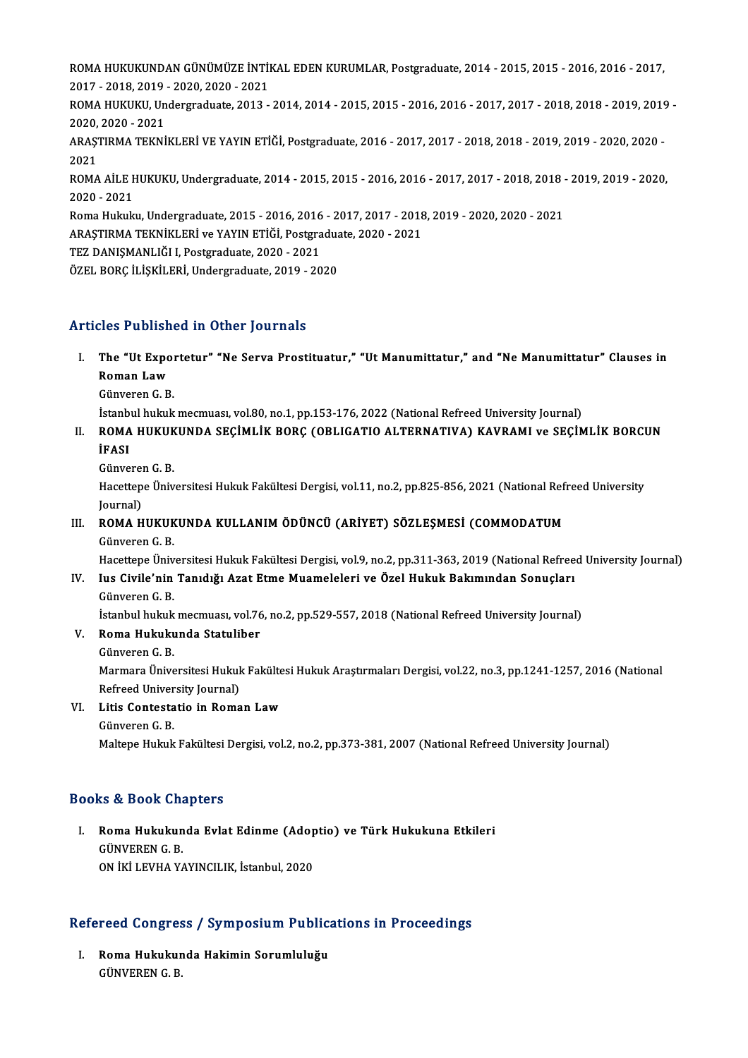ROMA HUKUKUNDAN GÜNÜMÜZE İNTİKAL EDEN KURUMLAR, Postgraduate, 2014 - 2015, 2015 - 2016, 2016 - 2017, 2017 - 2018, 2019 - 2020, 2020 - 2021

ROMA HUKUKU, Undergraduate, 2013 - 2014, 2014 - 2015, 2015 - 2016, 2016 - 2017, 2017 - 2018, 2018 - 2019, 2019 - 2020, 2020 - 2021

ARAŞTIRMA TEKNİKLERİ VE YAYIN ETİĞİ, Postgraduate, 2016 - 2017, 2017 - 2018, 2018 - 2019, 2019 - 2020, 2020 - 2021

ROMA AİLE HUKUKU, Undergraduate, 2014 - 2015, 2015 - 2016, 2016 - 2017, 2017 - 2018, 2018 - 2019, 2019 - 2020, 2020 - 2021

Roma Hukuku, Undergraduate, 2015 - 2016, 2016 - 2017, 2017 - 2018, 2019 - 2020, 2020 - 2021

ARAŞTIRMA TEKNİKLERİ ve YAYIN ETİĞİ, Postgraduate, 2020 - 2021

TEZ DANIŞMANLIĞI I, Postgraduate, 2020 - 2021

ÖZEL BORÇ İLİŞKİLERİ, Undergraduate, 2019 - 2020

## Articles Published in Other Journals

I. **The "Ut Exportetur" "Ne Serva Prostituatur," "Ut Manumittatur," and "Ne Manumittatur" Clauses in Roman Law**
   Günveren G. B.
   İstanbul hukuk mecmuası, vol.80, no.1, pp.153-176, 2022 (National Refreed University Journal)

II. **ROMA HUKUKUNDA SEÇİMLİK BORÇ (OBLIGATIO ALTERNATIVA) KAVRAMI ve SEÇİMLİK BORCUN İFASI**
   Günveren G. B.
   Hacettepe Üniversitesi Hukuk Fakültesi Dergisi, vol.11, no.2, pp.825-856, 2021 (National Refreed University Journal)

III. **ROMA HUKUKUNDA KULLANIM ÖDÜNCÜ (ARİYET) SÖZLEŞMESİ (COMMODATUM**
   Günveren G. B.
   Hacettepe Üniversitesi Hukuk Fakültesi Dergisi, vol.9, no.2, pp.311-363, 2019 (National Refreed University Journal)

IV. **Ius Civile'nin Tanıdığı Azat Etme Muameleleri ve Özel Hukuk Bakımından Sonuçları**
   Günveren G. B.
   İstanbul hukuk mecmuası, vol.76, no.2, pp.529-557, 2018 (National Refreed University Journal)

V. **Roma Hukukunda Statuliber**
   Günveren G. B.
   Marmara Üniversitesi Hukuk Fakültesi Hukuk Araştırmaları Dergisi, vol.22, no.3, pp.1241-1257, 2016 (National Refreed University Journal)

VI. **Litis Contestatio in Roman Law**
   Günveren G. B.
   Maltepe Hukuk Fakültesi Dergisi, vol.2, no.2, pp.373-381, 2007 (National Refreed University Journal)

## Books & Book Chapters

I. **Roma Hukukunda Evlat Edinme (Adoptio) ve Türk Hukukuna Etkileri**
   GÜNVEREN G. B.
   ON İKİ LEVHA YAYINCILIK, İstanbul, 2020

## Refereed Congress / Symposium Publications in Proceedings

I. **Roma Hukukunda Hakimin Sorumluluğu**
   GÜNVEREN G. B.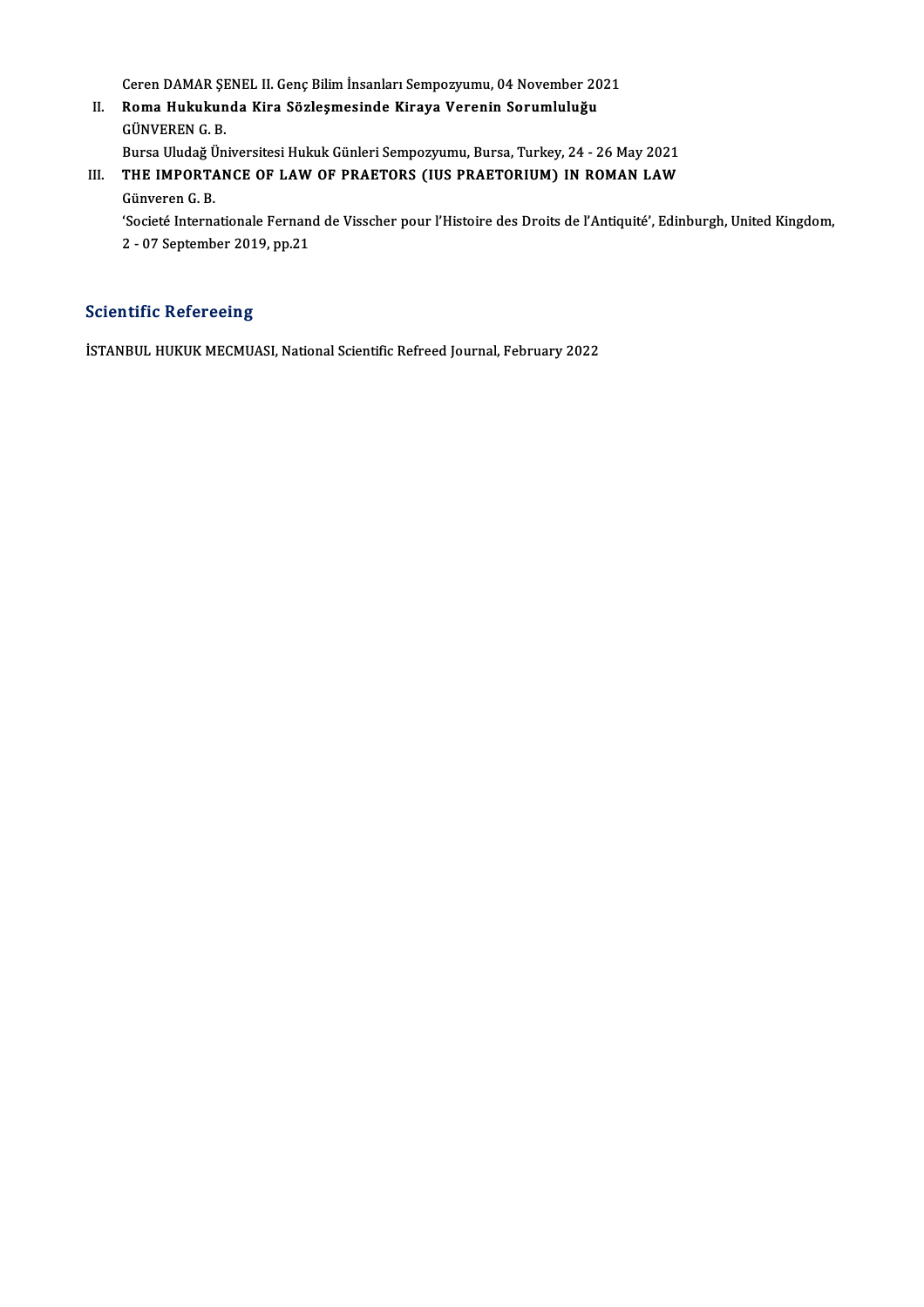Ceren DAMAR ŞENEL II. Genç Bilim İnsanları Sempozyumu, 04 November 2021

II. **Roma Hukukunda Kira Sözleşmesinde Kiraya Verenin Sorumluluğu**
GÜNVEREN G. B.
Bursa Uludağ Üniversitesi Hukuk Günleri Sempozyumu, Bursa, Turkey, 24 - 26 May 2021

III. **THE IMPORTANCE OF LAW OF PRAETORS (IUS PRAETORIUM) IN ROMAN LAW**
Günveren G. B.
'Societé Internationale Fernand de Visscher pour l'Histoire des Droits de l'Antiquité', Edinburgh, United Kingdom, 2 - 07 September 2019, pp.21

## Scientific Refereeing

İSTANBUL HUKUK MECMUASI, National Scientific Refreed Journal, February 2022